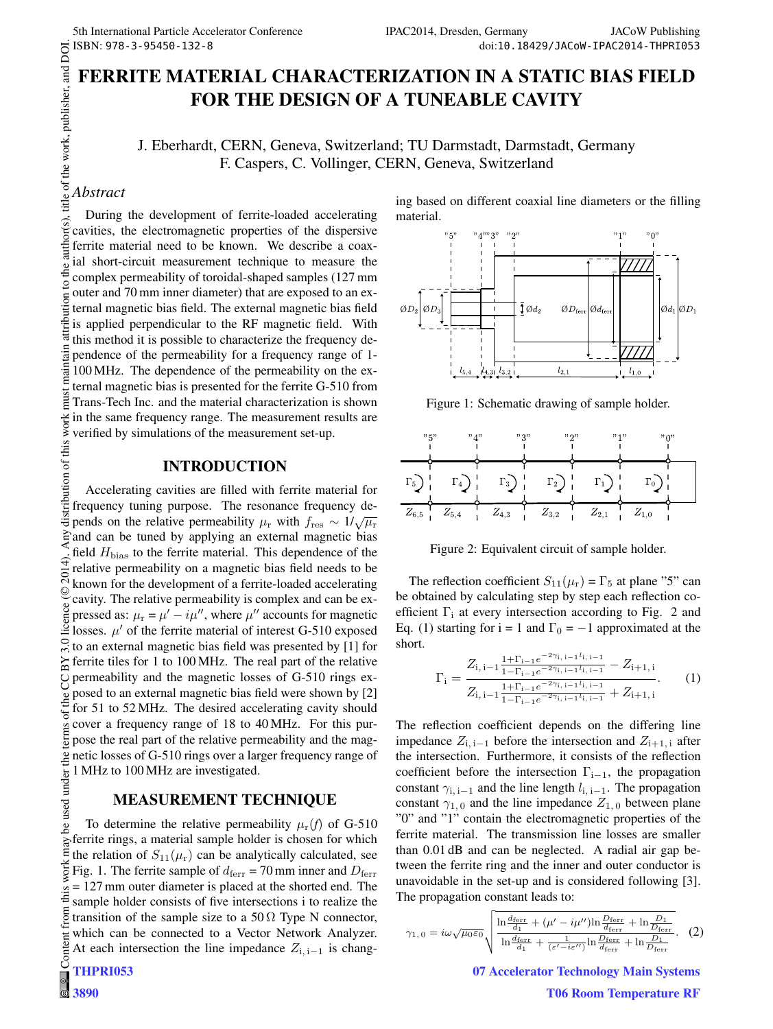# FERRITE MATERIAL CHARACTERIZATION IN A STATIC BIAS FIELD FOR THE DESIGN OF A TUNEABLE CAVITY

J. Eberhardt, CERN, Geneva, Switzerland; TU Darmstadt, Darmstadt, Germany
F. Caspers, C. Vollinger, CERN, Geneva, Switzerland

## *Abstract*

During the development of ferrite-loaded accelerating cavities, the electromagnetic properties of the dispersive ferrite material need to be known. We describe a coaxial short-circuit measurement technique to measure the complex permeability of toroidal-shaped samples (127 mm outer and 70 mm inner diameter) that are exposed to an external magnetic bias field. The external magnetic bias field is applied perpendicular to the RF magnetic field. With this method it is possible to characterize the frequency dependence of the permeability for a frequency range of 1-100 MHz. The dependence of the permeability on the external magnetic bias is presented for the ferrite G-510 from Trans-Tech Inc. and the material characterization is shown in the same frequency range. The measurement results are verified by simulations of the measurement set-up.

## INTRODUCTION

Accelerating cavities are filled with ferrite material for frequency tuning purpose. The resonance frequency depends on the relative permeability $\mu_\mathrm{r}$ with $f_\mathrm{res} \sim 1/\sqrt{\mu_\mathrm{r}}$ and can be tuned by applying an external magnetic bias field $H_\mathrm{bias}$ to the ferrite material. This dependence of the relative permeability on a magnetic bias field needs to be known for the development of a ferrite-loaded accelerating cavity. The relative permeability is complex and can be expressed as: $\mu_\mathrm{r} = \mu' - i\mu''$, where $\mu''$ accounts for magnetic losses. $\mu'$ of the ferrite material of interest G-510 exposed to an external magnetic bias field was presented by [1] for ferrite tiles for 1 to 100 MHz. The real part of the relative permeability and the magnetic losses of G-510 rings exposed to an external magnetic bias field were shown by [2] for 51 to 52 MHz. The desired accelerating cavity should cover a frequency range of 18 to 40 MHz. For this purpose the real part of the relative permeability and the magnetic losses of G-510 rings over a larger frequency range of 1 MHz to 100 MHz are investigated.

## MEASUREMENT TECHNIQUE

To determine the relative permeability $\mu_\mathrm{r}(f)$ of G-510 ferrite rings, a material sample holder is chosen for which the relation of $S_{11}(\mu_\mathrm{r})$ can be analytically calculated, see Fig. 1. The ferrite sample of $d_\mathrm{ferr}$ = 70 mm inner and $D_\mathrm{ferr}$ = 127 mm outer diameter is placed at the shorted end. The sample holder consists of five intersections i to realize the transition of the sample size to a 50 Ω Type N connector, which can be connected to a Vector Network Analyzer. At each intersection the line impedance $Z_{\mathrm{i},\,\mathrm{i}-1}$ is changing based on different coaxial line diameters or the filling material.

Figure 1: Schematic drawing of sample holder.

Figure 2: Equivalent circuit of sample holder.

The reflection coefficient $S_{11}(\mu_\mathrm{r}) = \Gamma_5$ at plane "5" can be obtained by calculating step by step each reflection coefficient $\Gamma_\mathrm{i}$ at every intersection according to Fig. 2 and Eq. (1) starting for i = 1 and $\Gamma_0 = -1$ approximated at the short.

$$\Gamma_\mathrm{i} = \frac{Z_{\mathrm{i},\,\mathrm{i}-1}\frac{1+\Gamma_{\mathrm{i}-1}e^{-2\gamma_{\mathrm{i},\,\mathrm{i}-1}l_{\mathrm{i},\,\mathrm{i}-1}}}{1-\Gamma_{\mathrm{i}-1}e^{-2\gamma_{\mathrm{i},\,\mathrm{i}-1}l_{\mathrm{i},\,\mathrm{i}-1}}} - Z_{\mathrm{i}+1,\,\mathrm{i}}}{Z_{\mathrm{i},\,\mathrm{i}-1}\frac{1+\Gamma_{\mathrm{i}-1}e^{-2\gamma_{\mathrm{i},\,\mathrm{i}-1}l_{\mathrm{i},\,\mathrm{i}-1}}}{1-\Gamma_{\mathrm{i}-1}e^{-2\gamma_{\mathrm{i},\,\mathrm{i}-1}l_{\mathrm{i},\,\mathrm{i}-1}}} + Z_{\mathrm{i}+1,\,\mathrm{i}}}. \quad (1)$$

The reflection coefficient depends on the differing line impedance $Z_{\mathrm{i},\,\mathrm{i}-1}$ before the intersection and $Z_{\mathrm{i}+1,\,\mathrm{i}}$ after the intersection. Furthermore, it consists of the reflection coefficient before the intersection $\Gamma_{\mathrm{i}-1}$, the propagation constant $\gamma_{\mathrm{i},\,\mathrm{i}-1}$ and the line length $l_{\mathrm{i},\,\mathrm{i}-1}$. The propagation constant $\gamma_{1,\,0}$ and the line impedance $Z_{1,\,0}$ between plane "0" and "1" contain the electromagnetic properties of the ferrite material. The transmission line losses are smaller than 0.01 dB and can be neglected. A radial air gap between the ferrite ring and the inner and outer conductor is unavoidable in the set-up and is considered following [3]. The propagation constant leads to:

$$\gamma_{1,\,0} = i\omega\sqrt{\mu_0\varepsilon_0}\sqrt{\frac{\ln\frac{d_\mathrm{ferr}}{d_1} + (\mu' - i\mu'')\ln\frac{D_\mathrm{ferr}}{d_\mathrm{ferr}} + \ln\frac{D_1}{D_\mathrm{ferr}}}{\ln\frac{d_\mathrm{ferr}}{d_1} + \frac{1}{(\varepsilon' - i\varepsilon'')}\ln\frac{D_\mathrm{ferr}}{d_\mathrm{ferr}} + \ln\frac{D_1}{D_\mathrm{ferr}}}}. \quad (2)$$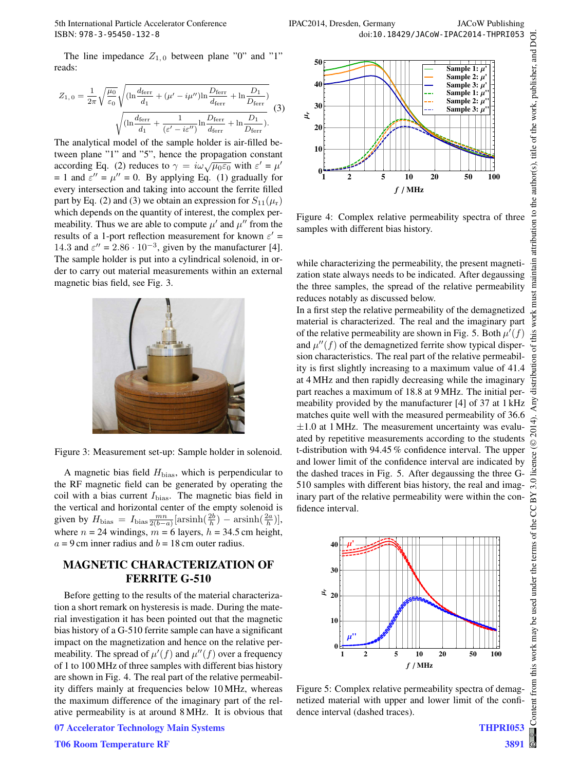The line impedance $Z_{1,0}$ between plane "0" and "1" reads:

$$Z_{1,0} = \frac{1}{2\pi}\sqrt{\frac{\mu_0}{\varepsilon_0}}\sqrt{(\ln\frac{d_{\text{ferr}}}{d_1} + (\mu' - i\mu'')\ln\frac{D_{\text{ferr}}}{d_{\text{ferr}}} + \ln\frac{D_1}{D_{\text{ferr}}})} \sqrt{(\ln\frac{d_{\text{ferr}}}{d_1} + \frac{1}{(\varepsilon' - i\varepsilon'')}\ln\frac{D_{\text{ferr}}}{d_{\text{ferr}}} + \ln\frac{D_1}{D_{\text{ferr}}})}. \quad (3)$$

The analytical model of the sample holder is air-filled between plane "1" and "5", hence the propagation constant according Eq. (2) reduces to $\gamma = i\omega\sqrt{\mu_0\varepsilon_0}$ with $\varepsilon' = \mu'$ = 1 and $\varepsilon'' = \mu''$ = 0. By applying Eq. (1) gradually for every intersection and taking into account the ferrite filled part by Eq. (2) and (3) we obtain an expression for $S_{11}(\mu_r)$ which depends on the quantity of interest, the complex permeability. Thus we are able to compute $\mu'$ and $\mu''$ from the results of a 1-port reflection measurement for known $\varepsilon'$ = 14.3 and $\varepsilon''$ = $2.86 \cdot 10^{-3}$, given by the manufacturer [4]. The sample holder is put into a cylindrical solenoid, in order to carry out material measurements within an external magnetic bias field, see Fig. 3.

Figure 3: Measurement set-up: Sample holder in solenoid.

A magnetic bias field $H_{\text{bias}}$, which is perpendicular to the RF magnetic field can be generated by operating the coil with a bias current $I_{\text{bias}}$. The magnetic bias field in the vertical and horizontal center of the empty solenoid is given by $H_{\text{bias}} = I_{\text{bias}}\frac{mn}{2(b-a)}[\text{arsinh}(\frac{2b}{h}) - \text{arsinh}(\frac{2a}{h})]$, where $n$ = 24 windings, $m$ = 6 layers, $h$ = 34.5 cm height, $a$ = 9 cm inner radius and $b$ = 18 cm outer radius.

## MAGNETIC CHARACTERIZATION OF FERRITE G-510

Before getting to the results of the material characterization a short remark on hysteresis is made. During the material investigation it has been pointed out that the magnetic bias history of a G-510 ferrite sample can have a significant impact on the magnetization and hence on the relative permeability. The spread of $\mu'(f)$ and $\mu''(f)$ over a frequency of 1 to 100 MHz of three samples with different bias history are shown in Fig. 4. The real part of the relative permeability differs mainly at frequencies below 10 MHz, whereas the maximum difference of the imaginary part of the relative permeability is at around 8 MHz. It is obvious that while characterizing the permeability, the present magnetization state always needs to be indicated. After degaussing the three samples, the spread of the relative permeability reduces notably as discussed below.

Figure 4: Complex relative permeability spectra of three samples with different bias history.

In a first step the relative permeability of the demagnetized material is characterized. The real and the imaginary part of the relative permeability are shown in Fig. 5. Both $\mu'(f)$ and $\mu''(f)$ of the demagnetized ferrite show typical dispersion characteristics. The real part of the relative permeability is first slightly increasing to a maximum value of 41.4 at 4 MHz and then rapidly decreasing while the imaginary part reaches a maximum of 18.8 at 9 MHz. The initial permeability provided by the manufacturer [4] of 37 at 1 kHz matches quite well with the measured permeability of 36.6 $\pm$1.0 at 1 MHz. The measurement uncertainty was evaluated by repetitive measurements according to the students t-distribution with 94.45 % confidence interval. The upper and lower limit of the confidence interval are indicated by the dashed traces in Fig. 5. After degaussing the three G-510 samples with different bias history, the real and imaginary part of the relative permeability were within the confidence interval.

Figure 5: Complex relative permeability spectra of demagnetized material with upper and lower limit of the confidence interval (dashed traces).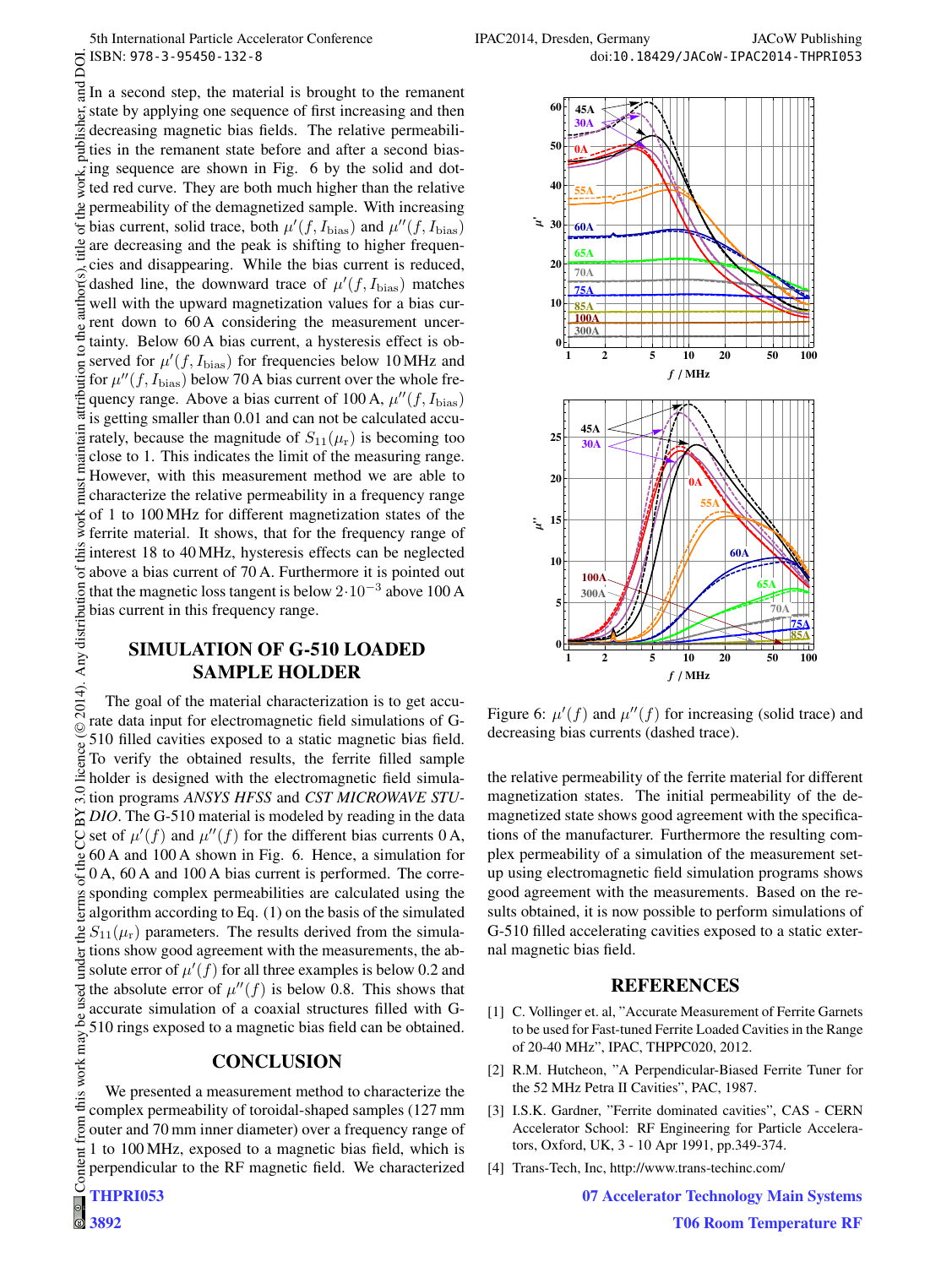In a second step, the material is brought to the remanent state by applying one sequence of first increasing and then decreasing magnetic bias fields. The relative permeabilities in the remanent state before and after a second biasing sequence are shown in Fig. 6 by the solid and dotted red curve. They are both much higher than the relative permeability of the demagnetized sample. With increasing bias current, solid trace, both $\mu'(f, I_{\text{bias}})$ and $\mu''(f, I_{\text{bias}})$ are decreasing and the peak is shifting to higher frequencies and disappearing. While the bias current is reduced, dashed line, the downward trace of $\mu'(f, I_{\text{bias}})$ matches well with the upward magnetization values for a bias current down to 60 A considering the measurement uncertainty. Below 60 A bias current, a hysteresis effect is observed for $\mu'(f, I_{\text{bias}})$ for frequencies below 10 MHz and for $\mu''(f, I_{\text{bias}})$ below 70 A bias current over the whole frequency range. Above a bias current of 100 A, $\mu''(f, I_{\text{bias}})$ is getting smaller than 0.01 and can not be calculated accurately, because the magnitude of $S_{11}(\mu_{\text{r}})$ is becoming too close to 1. This indicates the limit of the measuring range. However, with this measurement method we are able to characterize the relative permeability in a frequency range of 1 to 100 MHz for different magnetization states of the ferrite material. It shows, that for the frequency range of interest 18 to 40 MHz, hysteresis effects can be neglected above a bias current of 70 A. Furthermore it is pointed out that the magnetic loss tangent is below $2\cdot10^{-3}$ above 100 A bias current in this frequency range.

## SIMULATION OF G-510 LOADED SAMPLE HOLDER

The goal of the material characterization is to get accurate data input for electromagnetic field simulations of G-510 filled cavities exposed to a static magnetic bias field. To verify the obtained results, the ferrite filled sample holder is designed with the electromagnetic field simulation programs *ANSYS HFSS* and *CST MICROWAVE STUDIO*. The G-510 material is modeled by reading in the data set of $\mu'(f)$ and $\mu''(f)$ for the different bias currents 0 A, 60 A and 100 A shown in Fig. 6. Hence, a simulation for 0 A, 60 A and 100 A bias current is performed. The corresponding complex permeabilities are calculated using the algorithm according to Eq. (1) on the basis of the simulated $S_{11}(\mu_{\text{r}})$ parameters. The results derived from the simulations show good agreement with the measurements, the absolute error of $\mu'(f)$ for all three examples is below 0.2 and the absolute error of $\mu''(f)$ is below 0.8. This shows that accurate simulation of a coaxial structures filled with G-510 rings exposed to a magnetic bias field can be obtained.

## CONCLUSION

We presented a measurement method to characterize the complex permeability of toroidal-shaped samples (127 mm outer and 70 mm inner diameter) over a frequency range of 1 to 100 MHz, exposed to a magnetic bias field, which is perpendicular to the RF magnetic field. We characterized the relative permeability of the ferrite material for different magnetization states. The initial permeability of the demagnetized state shows good agreement with the specifications of the manufacturer. Furthermore the resulting complex permeability of a simulation of the measurement setup using electromagnetic field simulation programs shows good agreement with the measurements. Based on the results obtained, it is now possible to perform simulations of G-510 filled accelerating cavities exposed to a static external magnetic bias field.

μ'
f / MHz
45A
30A
0A
55A
60A
65A
70A
75A
85A
100A
300A

μ''
f / MHz
45A
30A
0A
55A
60A
65A
70A
75A
85A
100A
300A

Figure 6: $\mu'(f)$ and $\mu''(f)$ for increasing (solid trace) and decreasing bias currents (dashed trace).

## REFERENCES

[1] C. Vollinger et. al, "Accurate Measurement of Ferrite Garnets to be used for Fast-tuned Ferrite Loaded Cavities in the Range of 20-40 MHz", IPAC, THPPC020, 2012.

[2] R.M. Hutcheon, "A Perpendicular-Biased Ferrite Tuner for the 52 MHz Petra II Cavities", PAC, 1987.

[3] I.S.K. Gardner, "Ferrite dominated cavities", CAS - CERN Accelerator School: RF Engineering for Particle Accelerators, Oxford, UK, 3 - 10 Apr 1991, pp.349-374.

[4] Trans-Tech, Inc, http://www.trans-techinc.com/